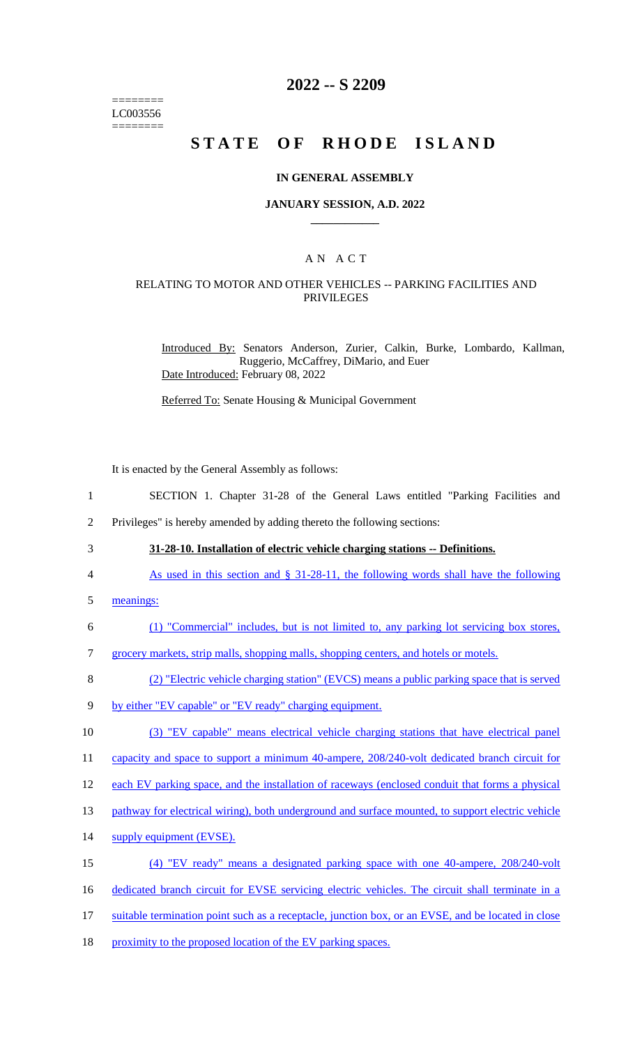========
LC003556
========

# 2022 -- S 2209

# STATE OF RHODE ISLAND

## IN GENERAL ASSEMBLY

### JANUARY SESSION, A.D. 2022

### A N A C T

#### RELATING TO MOTOR AND OTHER VEHICLES -- PARKING FACILITIES AND PRIVILEGES

Introduced By: Senators Anderson, Zurier, Calkin, Burke, Lombardo, Kallman, Ruggerio, McCaffrey, DiMario, and Euer

Date Introduced: February 08, 2022

Referred To: Senate Housing & Municipal Government

It is enacted by the General Assembly as follows:

1 SECTION 1. Chapter 31-28 of the General Laws entitled "Parking Facilities and
2 Privileges" is hereby amended by adding thereto the following sections:

3 **31-28-10. Installation of electric vehicle charging stations -- Definitions.**

4 As used in this section and § 31-28-11, the following words shall have the following
5 meanings:

6 (1) "Commercial" includes, but is not limited to, any parking lot servicing box stores,
7 grocery markets, strip malls, shopping malls, shopping centers, and hotels or motels.

8 (2) "Electric vehicle charging station" (EVCS) means a public parking space that is served
9 by either "EV capable" or "EV ready" charging equipment.

10 (3) "EV capable" means electrical vehicle charging stations that have electrical panel
11 capacity and space to support a minimum 40-ampere, 208/240-volt dedicated branch circuit for
12 each EV parking space, and the installation of raceways (enclosed conduit that forms a physical
13 pathway for electrical wiring), both underground and surface mounted, to support electric vehicle
14 supply equipment (EVSE).

15 (4) "EV ready" means a designated parking space with one 40-ampere, 208/240-volt
16 dedicated branch circuit for EVSE servicing electric vehicles. The circuit shall terminate in a
17 suitable termination point such as a receptacle, junction box, or an EVSE, and be located in close
18 proximity to the proposed location of the EV parking spaces.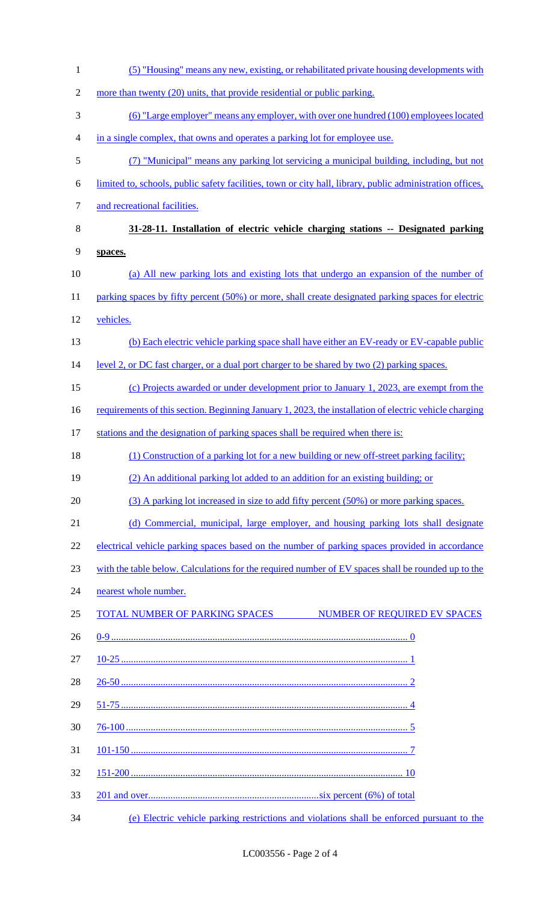(5) "Housing" means any new, existing, or rehabilitated private housing developments with more than twenty (20) units, that provide residential or public parking.

(6) "Large employer" means any employer, with over one hundred (100) employees located in a single complex, that owns and operates a parking lot for employee use.

(7) "Municipal" means any parking lot servicing a municipal building, including, but not limited to, schools, public safety facilities, town or city hall, library, public administration offices, and recreational facilities.

**31-28-11. Installation of electric vehicle charging stations -- Designated parking spaces.**

(a) All new parking lots and existing lots that undergo an expansion of the number of parking spaces by fifty percent (50%) or more, shall create designated parking spaces for electric vehicles.

(b) Each electric vehicle parking space shall have either an EV-ready or EV-capable public level 2, or DC fast charger, or a dual port charger to be shared by two (2) parking spaces.

(c) Projects awarded or under development prior to January 1, 2023, are exempt from the requirements of this section. Beginning January 1, 2023, the installation of electric vehicle charging stations and the designation of parking spaces shall be required when there is:

(1) Construction of a parking lot for a new building or new off-street parking facility;

(2) An additional parking lot added to an addition for an existing building; or

(3) A parking lot increased in size to add fifty percent (50%) or more parking spaces.

(d) Commercial, municipal, large employer, and housing parking lots shall designate electrical vehicle parking spaces based on the number of parking spaces provided in accordance with the table below. Calculations for the required number of EV spaces shall be rounded up to the nearest whole number.

| TOTAL NUMBER OF PARKING SPACES | NUMBER OF REQUIRED EV SPACES |
|---|---|
| 0-9 | 0 |
| 10-25 | 1 |
| 26-50 | 2 |
| 51-75 | 4 |
| 76-100 | 5 |
| 101-150 | 7 |
| 151-200 | 10 |
| 201 and over | six percent (6%) of total |

(e) Electric vehicle parking restrictions and violations shall be enforced pursuant to the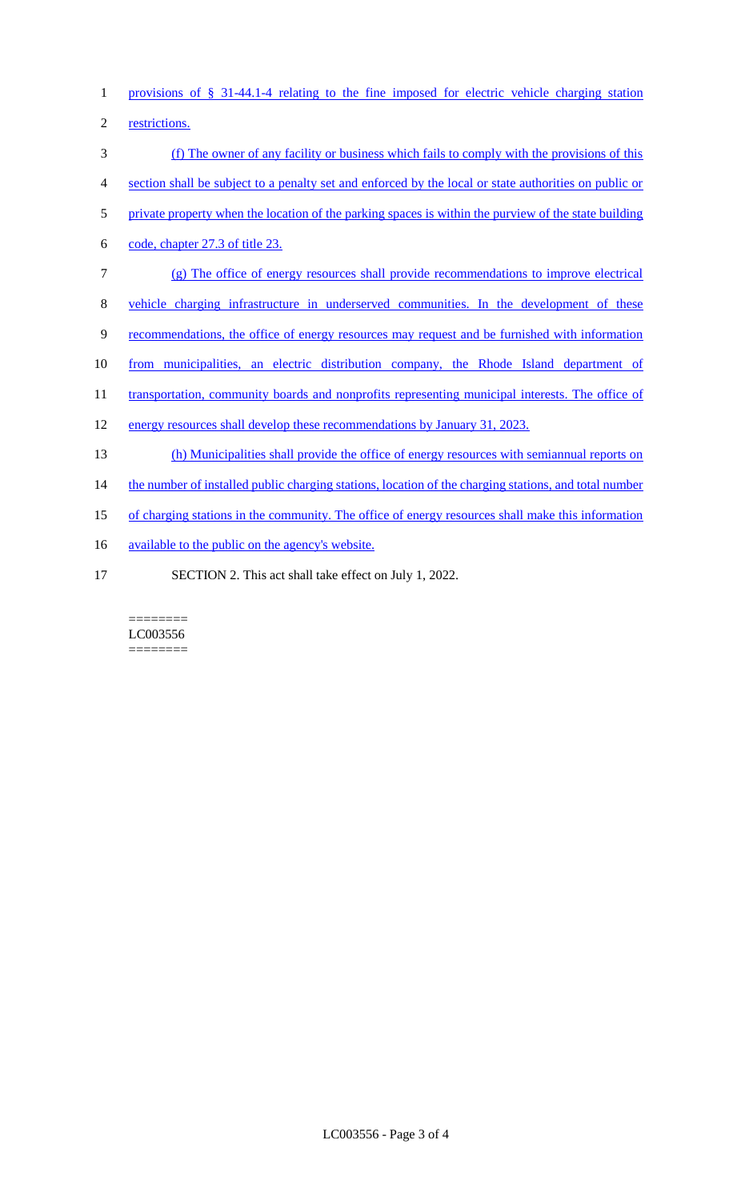provisions of § 31-44.1-4 relating to the fine imposed for electric vehicle charging station restrictions.

(f) The owner of any facility or business which fails to comply with the provisions of this section shall be subject to a penalty set and enforced by the local or state authorities on public or private property when the location of the parking spaces is within the purview of the state building code, chapter 27.3 of title 23.

(g) The office of energy resources shall provide recommendations to improve electrical vehicle charging infrastructure in underserved communities. In the development of these recommendations, the office of energy resources may request and be furnished with information from municipalities, an electric distribution company, the Rhode Island department of transportation, community boards and nonprofits representing municipal interests. The office of energy resources shall develop these recommendations by January 31, 2023.

(h) Municipalities shall provide the office of energy resources with semiannual reports on the number of installed public charging stations, location of the charging stations, and total number of charging stations in the community. The office of energy resources shall make this information available to the public on the agency's website.

SECTION 2. This act shall take effect on July 1, 2022.

========
LC003556
========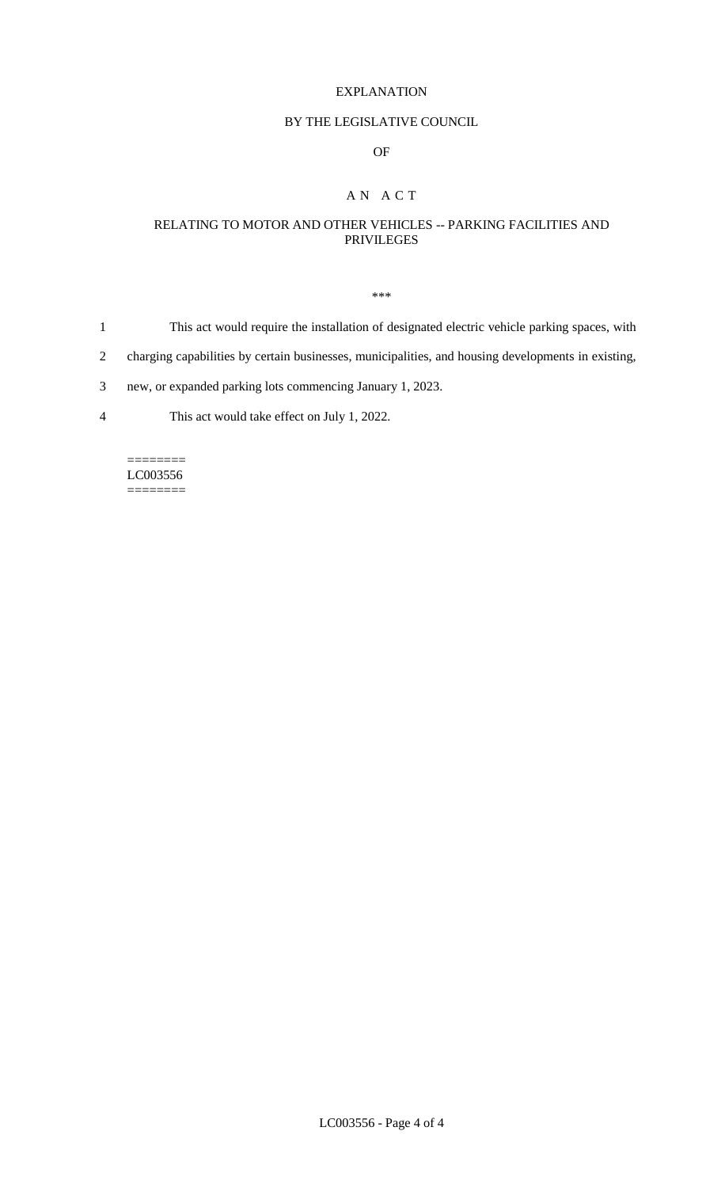EXPLANATION

BY THE LEGISLATIVE COUNCIL

OF

A N A C T

RELATING TO MOTOR AND OTHER VEHICLES -- PARKING FACILITIES AND PRIVILEGES

\*\*\*

1 This act would require the installation of designated electric vehicle parking spaces, with
2 charging capabilities by certain businesses, municipalities, and housing developments in existing,
3 new, or expanded parking lots commencing January 1, 2023.
4 This act would take effect on July 1, 2022.

========
LC003556
========